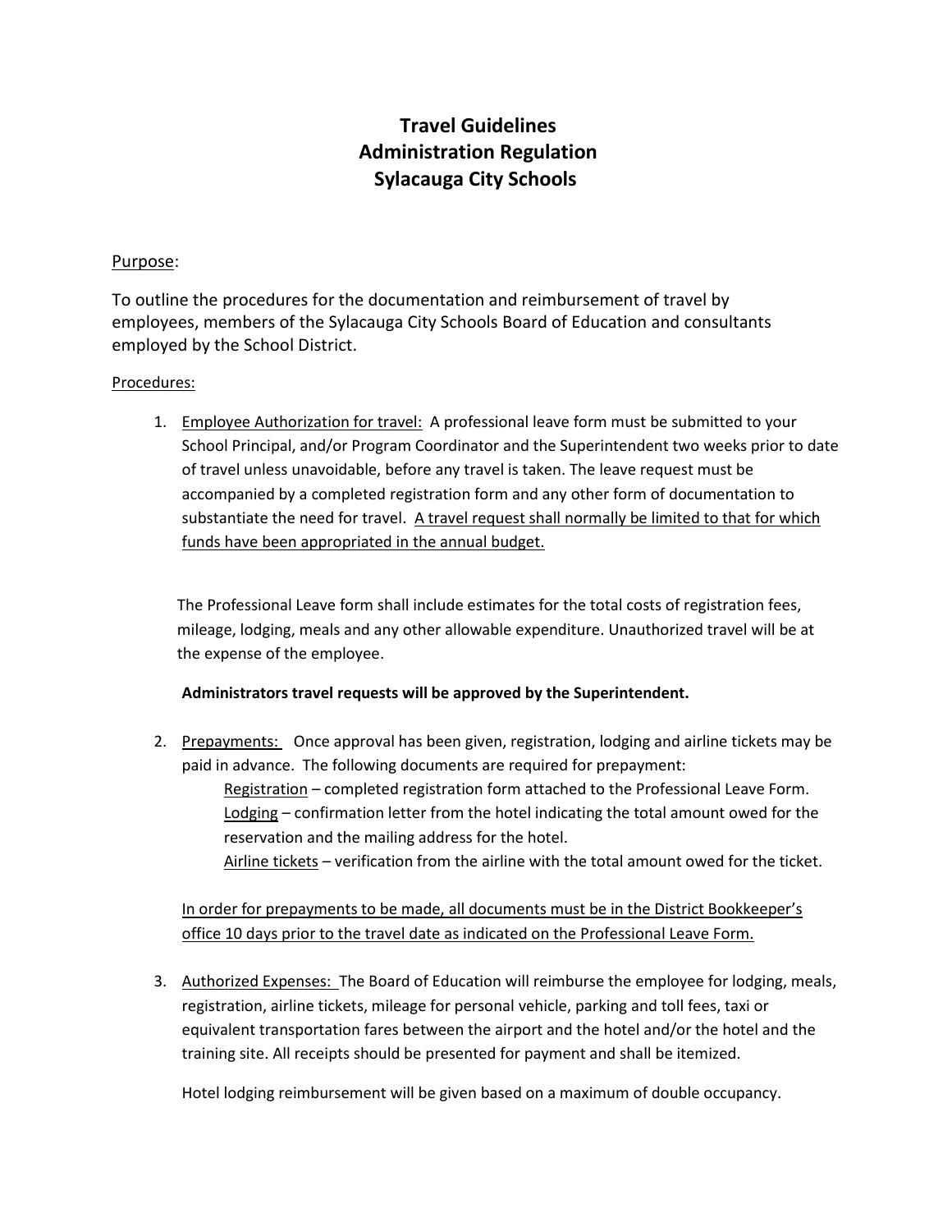# Travel Guidelines
# Administration Regulation
# Sylacauga City Schools

<u>Purpose</u>:

To outline the procedures for the documentation and reimbursement of travel by employees, members of the Sylacauga City Schools Board of Education and consultants employed by the School District.

<u>Procedures:</u>

1. <u>Employee Authorization for travel:</u> A professional leave form must be submitted to your School Principal, and/or Program Coordinator and the Superintendent two weeks prior to date of travel unless unavoidable, before any travel is taken. The leave request must be accompanied by a completed registration form and any other form of documentation to substantiate the need for travel. <u>A travel request shall normally be limited to that for which funds have been appropriated in the annual budget.</u>

   The Professional Leave form shall include estimates for the total costs of registration fees, mileage, lodging, meals and any other allowable expenditure. Unauthorized travel will be at the expense of the employee.

   **Administrators travel requests will be approved by the Superintendent.**

2. <u>Prepayments:</u> Once approval has been given, registration, lodging and airline tickets may be paid in advance. The following documents are required for prepayment:

   <u>Registration</u> – completed registration form attached to the Professional Leave Form.
   <u>Lodging</u> – confirmation letter from the hotel indicating the total amount owed for the reservation and the mailing address for the hotel.
   <u>Airline tickets</u> – verification from the airline with the total amount owed for the ticket.

   <u>In order for prepayments to be made, all documents must be in the District Bookkeeper's office 10 days prior to the travel date as indicated on the Professional Leave Form.</u>

3. <u>Authorized Expenses:</u> The Board of Education will reimburse the employee for lodging, meals, registration, airline tickets, mileage for personal vehicle, parking and toll fees, taxi or equivalent transportation fares between the airport and the hotel and/or the hotel and the training site. All receipts should be presented for payment and shall be itemized.

   Hotel lodging reimbursement will be given based on a maximum of double occupancy.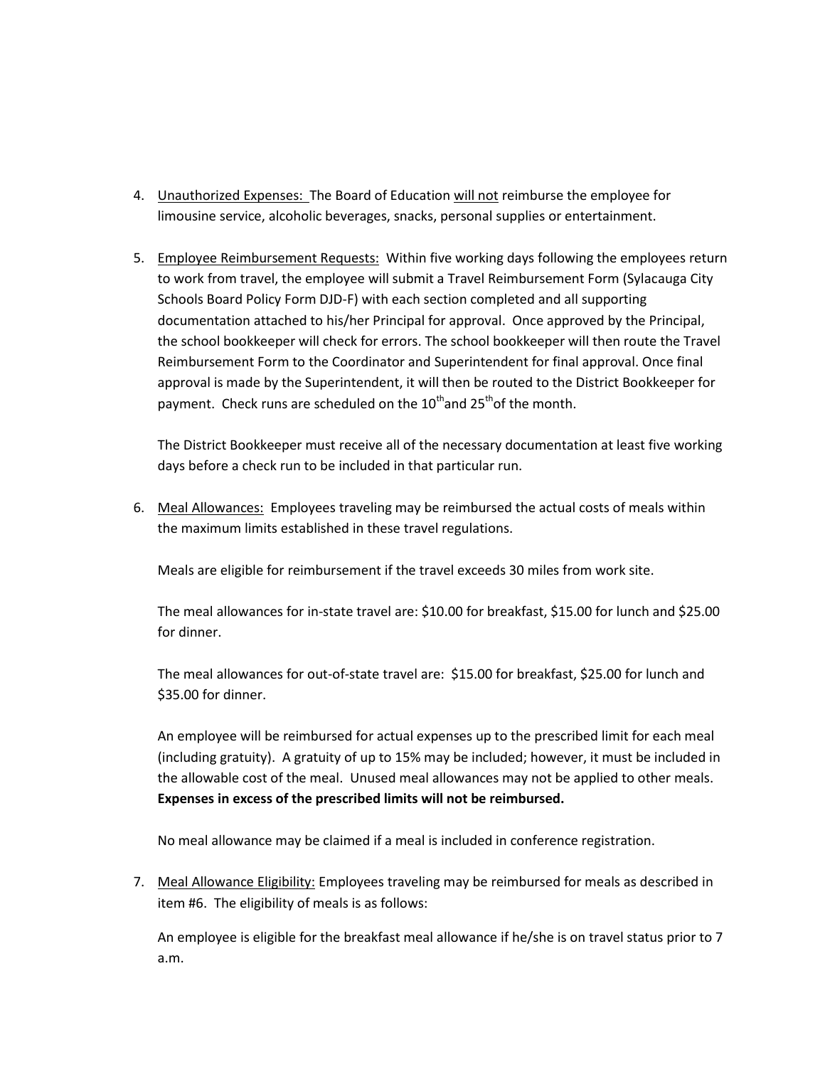4. Unauthorized Expenses: The Board of Education will not reimburse the employee for limousine service, alcoholic beverages, snacks, personal supplies or entertainment.

5. Employee Reimbursement Requests: Within five working days following the employees return to work from travel, the employee will submit a Travel Reimbursement Form (Sylacauga City Schools Board Policy Form DJD-F) with each section completed and all supporting documentation attached to his/her Principal for approval. Once approved by the Principal, the school bookkeeper will check for errors. The school bookkeeper will then route the Travel Reimbursement Form to the Coordinator and Superintendent for final approval. Once final approval is made by the Superintendent, it will then be routed to the District Bookkeeper for payment. Check runs are scheduled on the 10th and 25th of the month.

   The District Bookkeeper must receive all of the necessary documentation at least five working days before a check run to be included in that particular run.

6. Meal Allowances: Employees traveling may be reimbursed the actual costs of meals within the maximum limits established in these travel regulations.

   Meals are eligible for reimbursement if the travel exceeds 30 miles from work site.

   The meal allowances for in-state travel are: $10.00 for breakfast, $15.00 for lunch and $25.00 for dinner.

   The meal allowances for out-of-state travel are: $15.00 for breakfast, $25.00 for lunch and $35.00 for dinner.

   An employee will be reimbursed for actual expenses up to the prescribed limit for each meal (including gratuity). A gratuity of up to 15% may be included; however, it must be included in the allowable cost of the meal. Unused meal allowances may not be applied to other meals. **Expenses in excess of the prescribed limits will not be reimbursed.**

   No meal allowance may be claimed if a meal is included in conference registration.

7. Meal Allowance Eligibility: Employees traveling may be reimbursed for meals as described in item #6. The eligibility of meals is as follows:

   An employee is eligible for the breakfast meal allowance if he/she is on travel status prior to 7 a.m.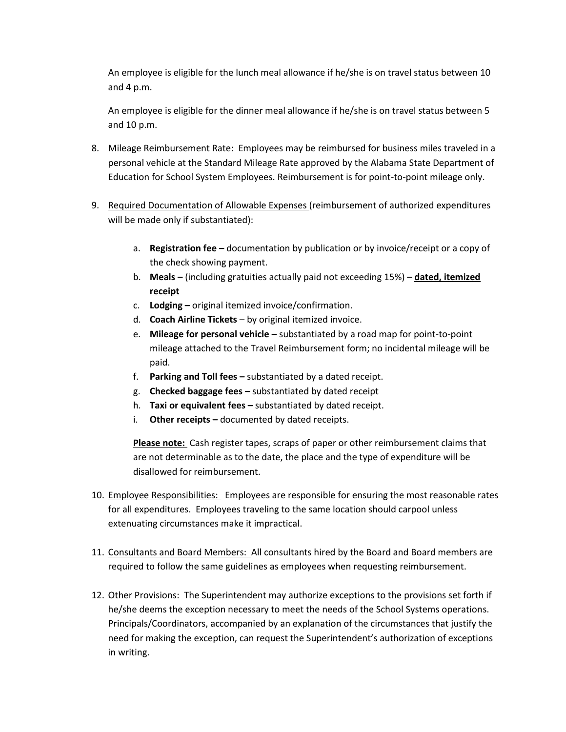An employee is eligible for the lunch meal allowance if he/she is on travel status between 10 and 4 p.m.

An employee is eligible for the dinner meal allowance if he/she is on travel status between 5 and 10 p.m.

8. Mileage Reimbursement Rate: Employees may be reimbursed for business miles traveled in a personal vehicle at the Standard Mileage Rate approved by the Alabama State Department of Education for School System Employees. Reimbursement is for point-to-point mileage only.

9. Required Documentation of Allowable Expenses (reimbursement of authorized expenditures will be made only if substantiated):

   a. **Registration fee –** documentation by publication or by invoice/receipt or a copy of the check showing payment.
   b. **Meals –** (including gratuities actually paid not exceeding 15%) – **dated, itemized receipt**
   c. **Lodging –** original itemized invoice/confirmation.
   d. **Coach Airline Tickets** – by original itemized invoice.
   e. **Mileage for personal vehicle –** substantiated by a road map for point-to-point mileage attached to the Travel Reimbursement form; no incidental mileage will be paid.
   f. **Parking and Toll fees –** substantiated by a dated receipt.
   g. **Checked baggage fees –** substantiated by dated receipt
   h. **Taxi or equivalent fees –** substantiated by dated receipt.
   i. **Other receipts –** documented by dated receipts.

   **Please note:** Cash register tapes, scraps of paper or other reimbursement claims that are not determinable as to the date, the place and the type of expenditure will be disallowed for reimbursement.

10. Employee Responsibilities: Employees are responsible for ensuring the most reasonable rates for all expenditures. Employees traveling to the same location should carpool unless extenuating circumstances make it impractical.

11. Consultants and Board Members: All consultants hired by the Board and Board members are required to follow the same guidelines as employees when requesting reimbursement.

12. Other Provisions: The Superintendent may authorize exceptions to the provisions set forth if he/she deems the exception necessary to meet the needs of the School Systems operations. Principals/Coordinators, accompanied by an explanation of the circumstances that justify the need for making the exception, can request the Superintendent's authorization of exceptions in writing.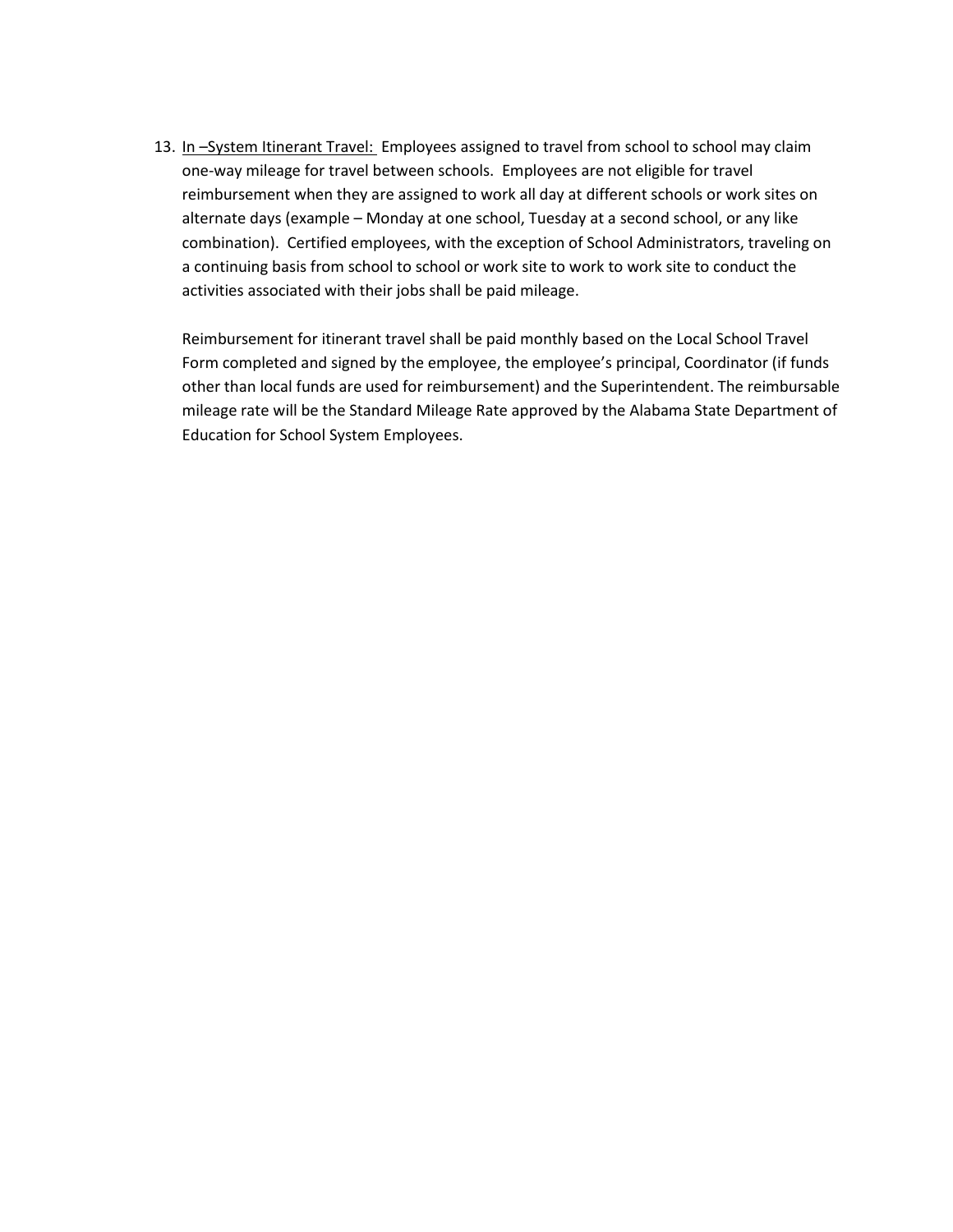13. <u>In –System Itinerant Travel:</u> Employees assigned to travel from school to school may claim one-way mileage for travel between schools. Employees are not eligible for travel reimbursement when they are assigned to work all day at different schools or work sites on alternate days (example – Monday at one school, Tuesday at a second school, or any like combination). Certified employees, with the exception of School Administrators, traveling on a continuing basis from school to school or work site to work to work site to conduct the activities associated with their jobs shall be paid mileage.

    Reimbursement for itinerant travel shall be paid monthly based on the Local School Travel Form completed and signed by the employee, the employee's principal, Coordinator (if funds other than local funds are used for reimbursement) and the Superintendent. The reimbursable mileage rate will be the Standard Mileage Rate approved by the Alabama State Department of Education for School System Employees.